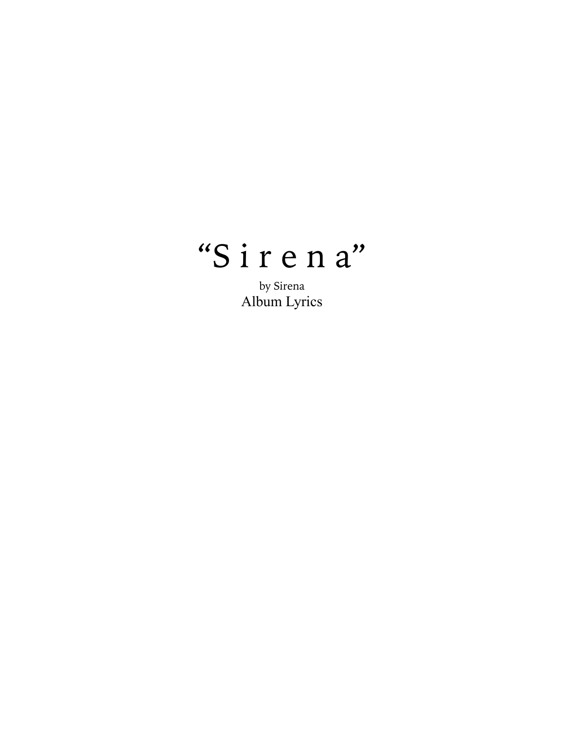# “S i r e n a”

by Sirena

Album Lyrics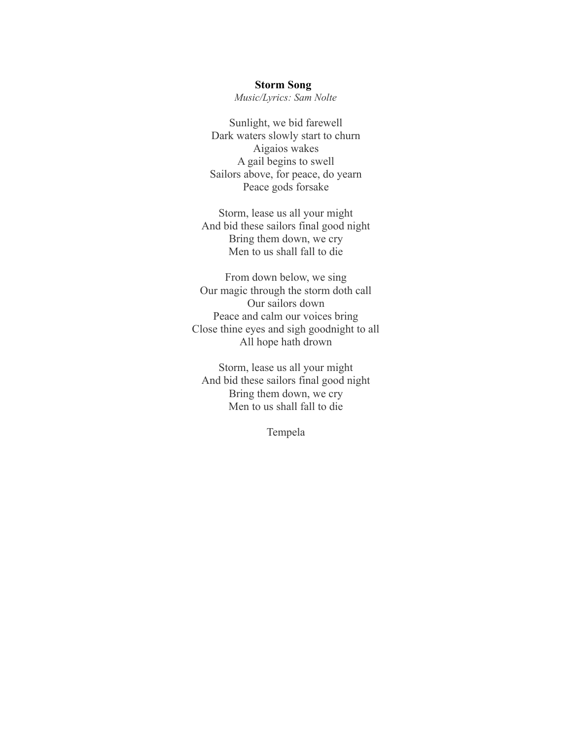**Storm Song**

*Music/Lyrics: Sam Nolte*

Sunlight, we bid farewell  
Dark waters slowly start to churn  
Aigaios wakes  
A gail begins to swell  
Sailors above, for peace, do yearn  
Peace gods forsake

Storm, lease us all your might  
And bid these sailors final good night  
Bring them down, we cry  
Men to us shall fall to die

From down below, we sing  
Our magic through the storm doth call  
Our sailors down  
Peace and calm our voices bring  
Close thine eyes and sigh goodnight to all  
All hope hath drown

Storm, lease us all your might  
And bid these sailors final good night  
Bring them down, we cry  
Men to us shall fall to die

Tempela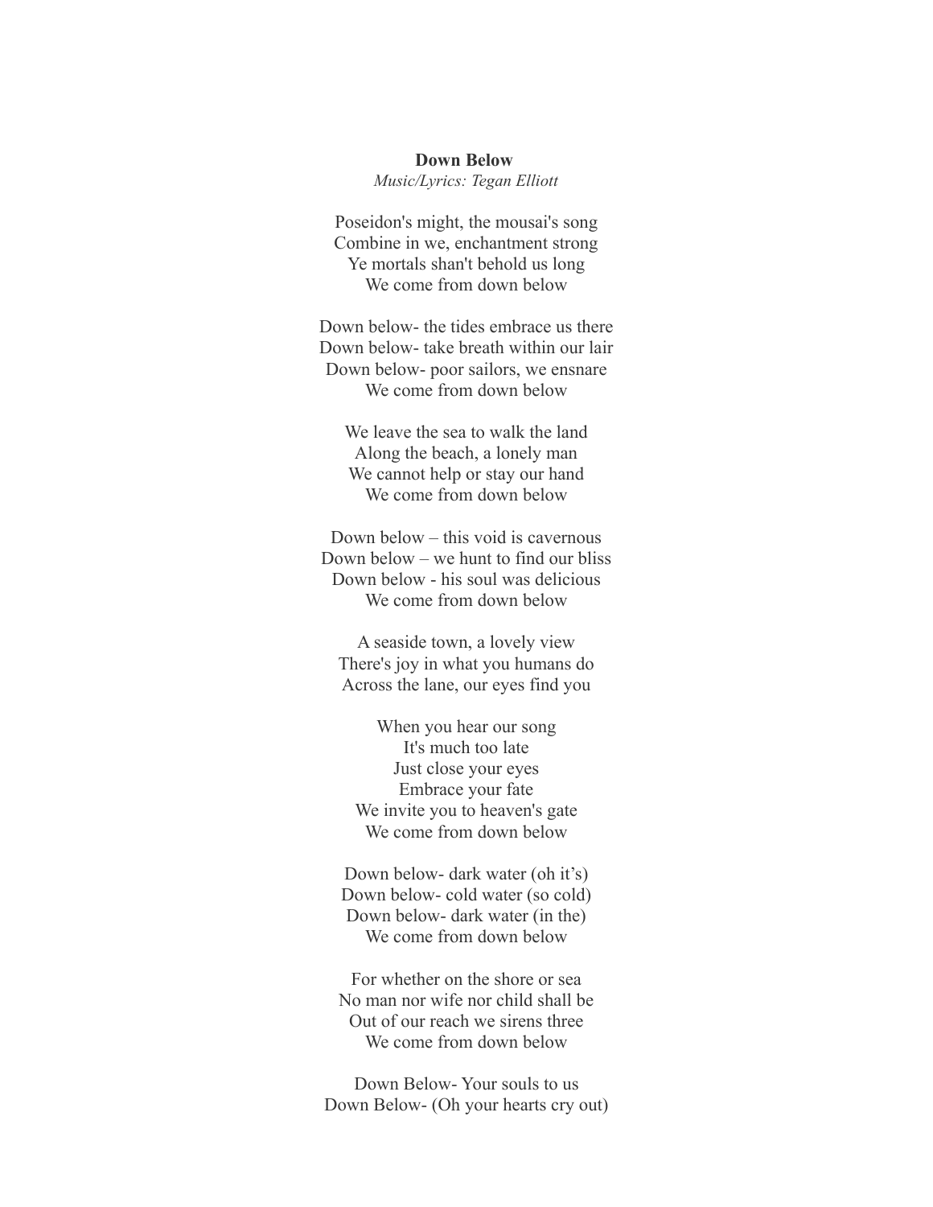**Down Below**
*Music/Lyrics: Tegan Elliott*

Poseidon's might, the mousai's song
Combine in we, enchantment strong
Ye mortals shan't behold us long
We come from down below

Down below- the tides embrace us there
Down below- take breath within our lair
Down below- poor sailors, we ensnare
We come from down below

We leave the sea to walk the land
Along the beach, a lonely man
We cannot help or stay our hand
We come from down below

Down below – this void is cavernous
Down below – we hunt to find our bliss
Down below - his soul was delicious
We come from down below

A seaside town, a lovely view
There's joy in what you humans do
Across the lane, our eyes find you

When you hear our song
It's much too late
Just close your eyes
Embrace your fate
We invite you to heaven's gate
We come from down below

Down below- dark water (oh it's)
Down below- cold water (so cold)
Down below- dark water (in the)
We come from down below

For whether on the shore or sea
No man nor wife nor child shall be
Out of our reach we sirens three
We come from down below

Down Below- Your souls to us
Down Below- (Oh your hearts cry out)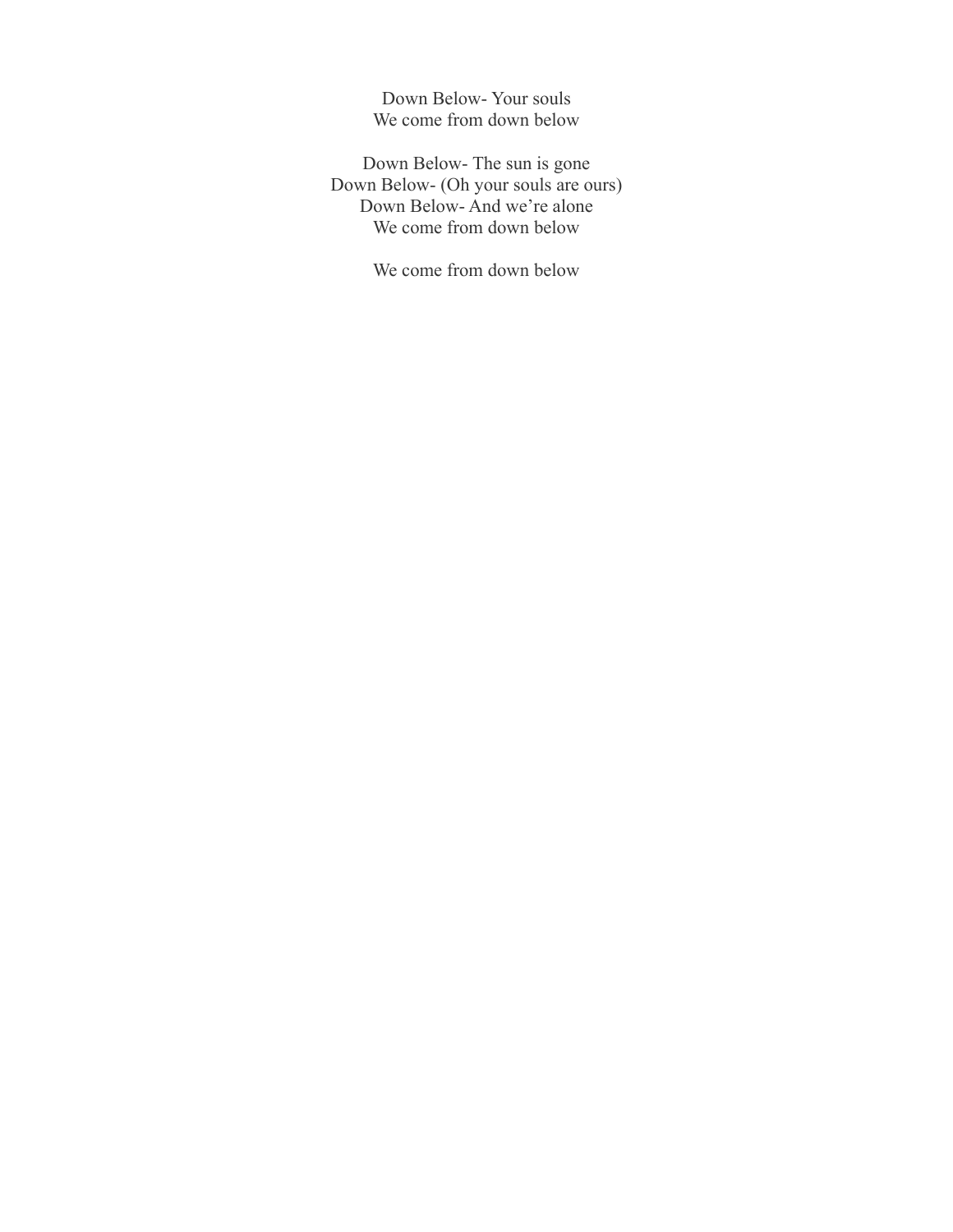Down Below- Your souls
We come from down below

Down Below- The sun is gone
Down Below- (Oh your souls are ours)
Down Below- And we're alone
We come from down below

We come from down below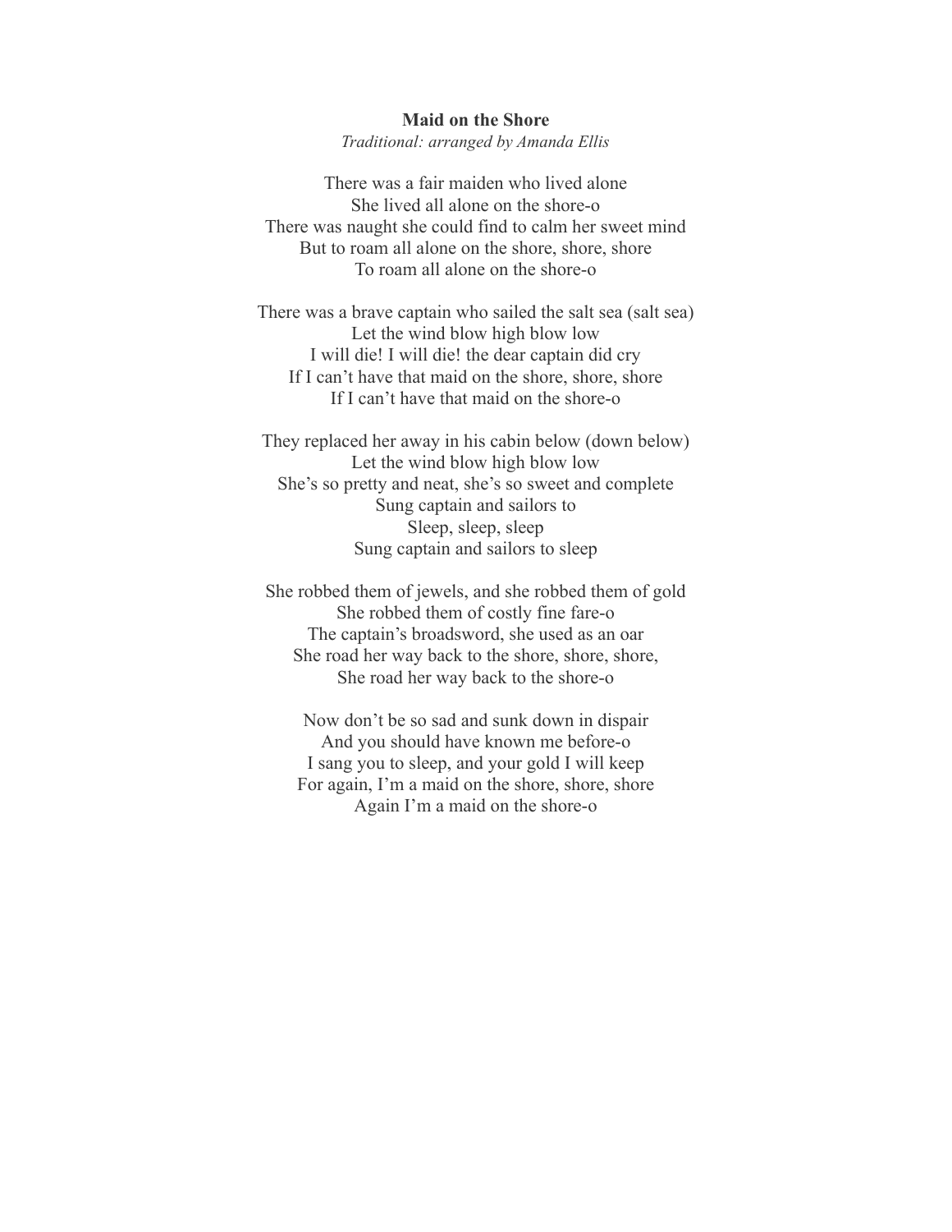**Maid on the Shore**

*Traditional: arranged by Amanda Ellis*

There was a fair maiden who lived alone  
She lived all alone on the shore-o  
There was naught she could find to calm her sweet mind  
But to roam all alone on the shore, shore, shore  
To roam all alone on the shore-o

There was a brave captain who sailed the salt sea (salt sea)  
Let the wind blow high blow low  
I will die! I will die! the dear captain did cry  
If I can't have that maid on the shore, shore, shore  
If I can't have that maid on the shore-o

They replaced her away in his cabin below (down below)  
Let the wind blow high blow low  
She's so pretty and neat, she's so sweet and complete  
Sung captain and sailors to  
Sleep, sleep, sleep  
Sung captain and sailors to sleep

She robbed them of jewels, and she robbed them of gold  
She robbed them of costly fine fare-o  
The captain's broadsword, she used as an oar  
She road her way back to the shore, shore, shore,  
She road her way back to the shore-o

Now don't be so sad and sunk down in dispair  
And you should have known me before-o  
I sang you to sleep, and your gold I will keep  
For again, I'm a maid on the shore, shore, shore  
Again I'm a maid on the shore-o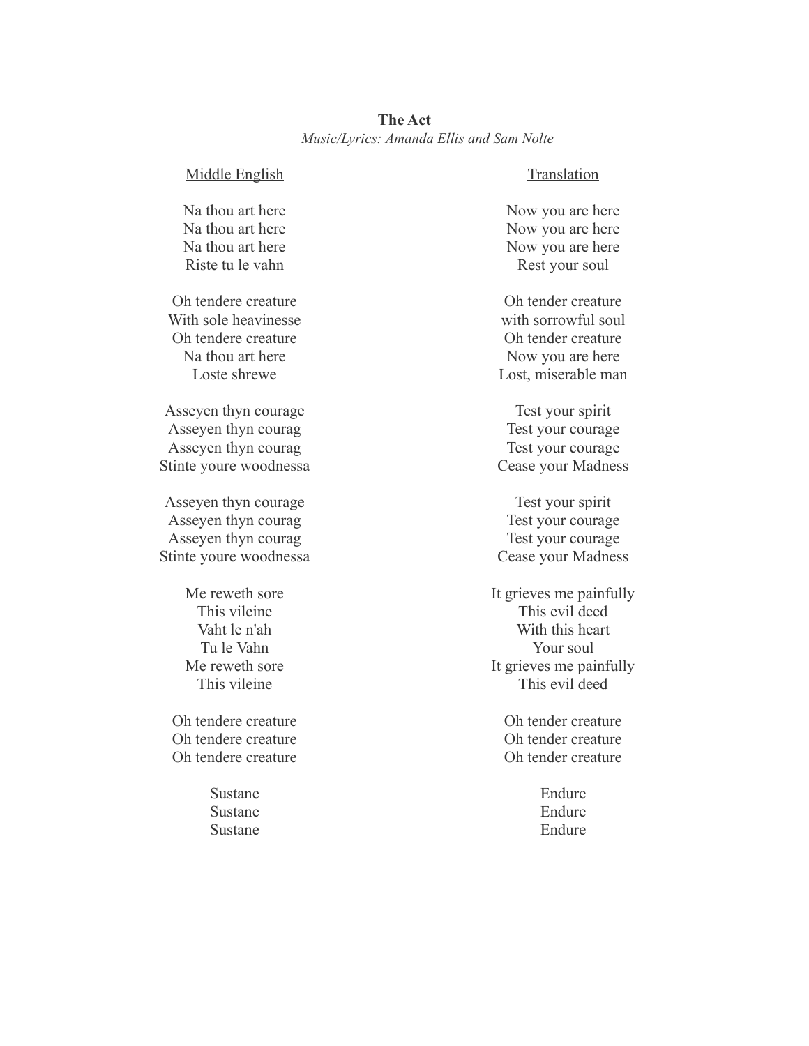**The Act**

*Music/Lyrics: Amanda Ellis and Sam Nolte*

| Middle English | Translation |
| --- | --- |
| Na thou art here | Now you are here |
| Na thou art here | Now you are here |
| Na thou art here | Now you are here |
| Riste tu le vahn | Rest your soul |
| | |
| Oh tendere creature | Oh tender creature |
| With sole heavinesse | with sorrowful soul |
| Oh tendere creature | Oh tender creature |
| Na thou art here | Now you are here |
| Loste shrewe | Lost, miserable man |
| | |
| Asseyen thyn courage | Test your spirit |
| Asseyen thyn courag | Test your courage |
| Asseyen thyn courag | Test your courage |
| Stinte youre woodnessa | Cease your Madness |
| | |
| Asseyen thyn courage | Test your spirit |
| Asseyen thyn courag | Test your courage |
| Asseyen thyn courag | Test your courage |
| Stinte youre woodnessa | Cease your Madness |
| | |
| Me reweth sore | It grieves me painfully |
| This vileine | This evil deed |
| Vaht le n'ah | With this heart |
| Tu le Vahn | Your soul |
| Me reweth sore | It grieves me painfully |
| This vileine | This evil deed |
| | |
| Oh tendere creature | Oh tender creature |
| Oh tendere creature | Oh tender creature |
| Oh tendere creature | Oh tender creature |
| | |
| Sustane | Endure |
| Sustane | Endure |
| Sustane | Endure |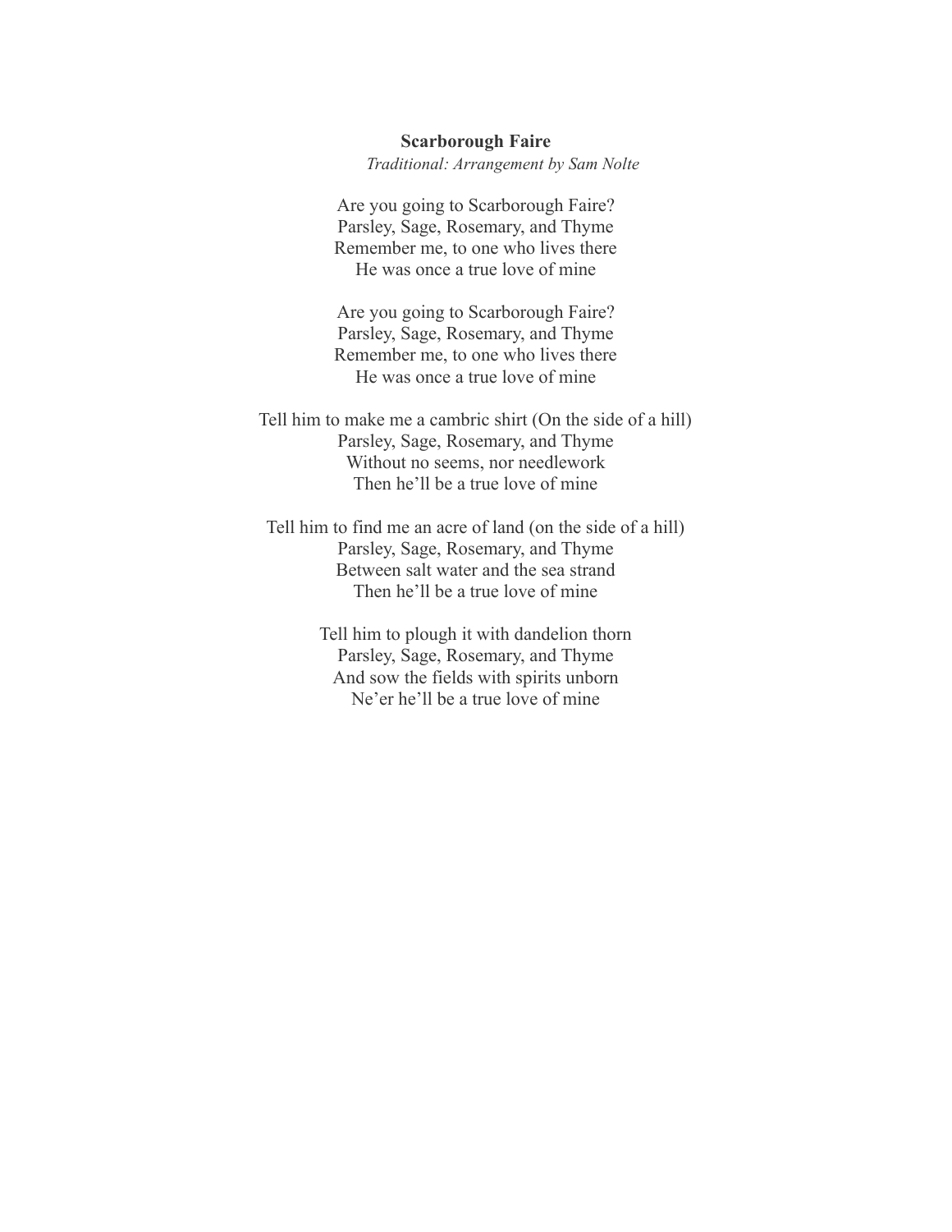**Scarborough Faire**

*Traditional: Arrangement by Sam Nolte*

Are you going to Scarborough Faire?
Parsley, Sage, Rosemary, and Thyme
Remember me, to one who lives there
He was once a true love of mine

Are you going to Scarborough Faire?
Parsley, Sage, Rosemary, and Thyme
Remember me, to one who lives there
He was once a true love of mine

Tell him to make me a cambric shirt (On the side of a hill)
Parsley, Sage, Rosemary, and Thyme
Without no seems, nor needlework
Then he'll be a true love of mine

Tell him to find me an acre of land (on the side of a hill)
Parsley, Sage, Rosemary, and Thyme
Between salt water and the sea strand
Then he'll be a true love of mine

Tell him to plough it with dandelion thorn
Parsley, Sage, Rosemary, and Thyme
And sow the fields with spirits unborn
Ne'er he'll be a true love of mine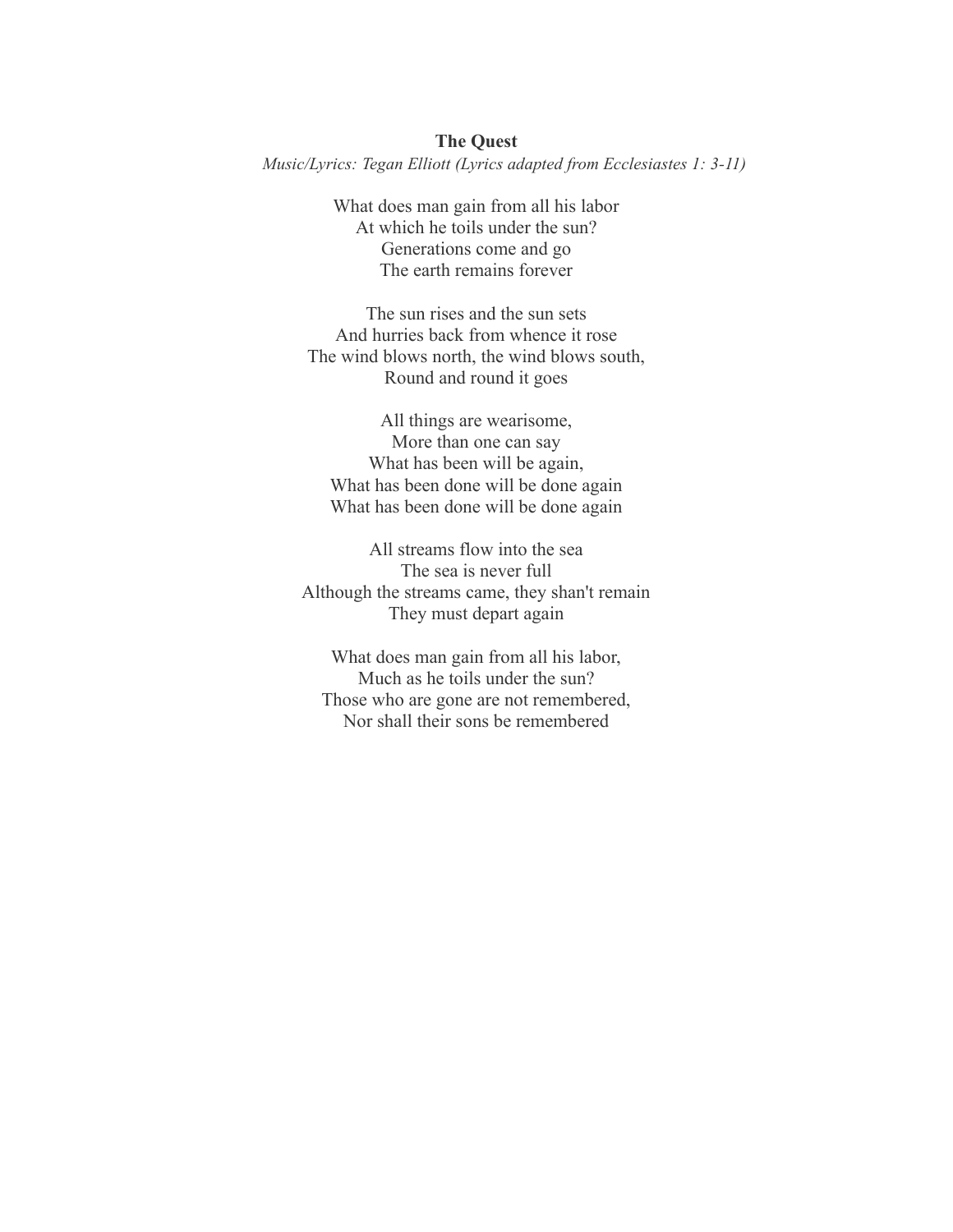**The Quest**

*Music/Lyrics: Tegan Elliott (Lyrics adapted from Ecclesiastes 1: 3-11)*

What does man gain from all his labor  
At which he toils under the sun?  
Generations come and go  
The earth remains forever

The sun rises and the sun sets  
And hurries back from whence it rose  
The wind blows north, the wind blows south,  
Round and round it goes

All things are wearisome,  
More than one can say  
What has been will be again,  
What has been done will be done again  
What has been done will be done again

All streams flow into the sea  
The sea is never full  
Although the streams came, they shan't remain  
They must depart again

What does man gain from all his labor,  
Much as he toils under the sun?  
Those who are gone are not remembered,  
Nor shall their sons be remembered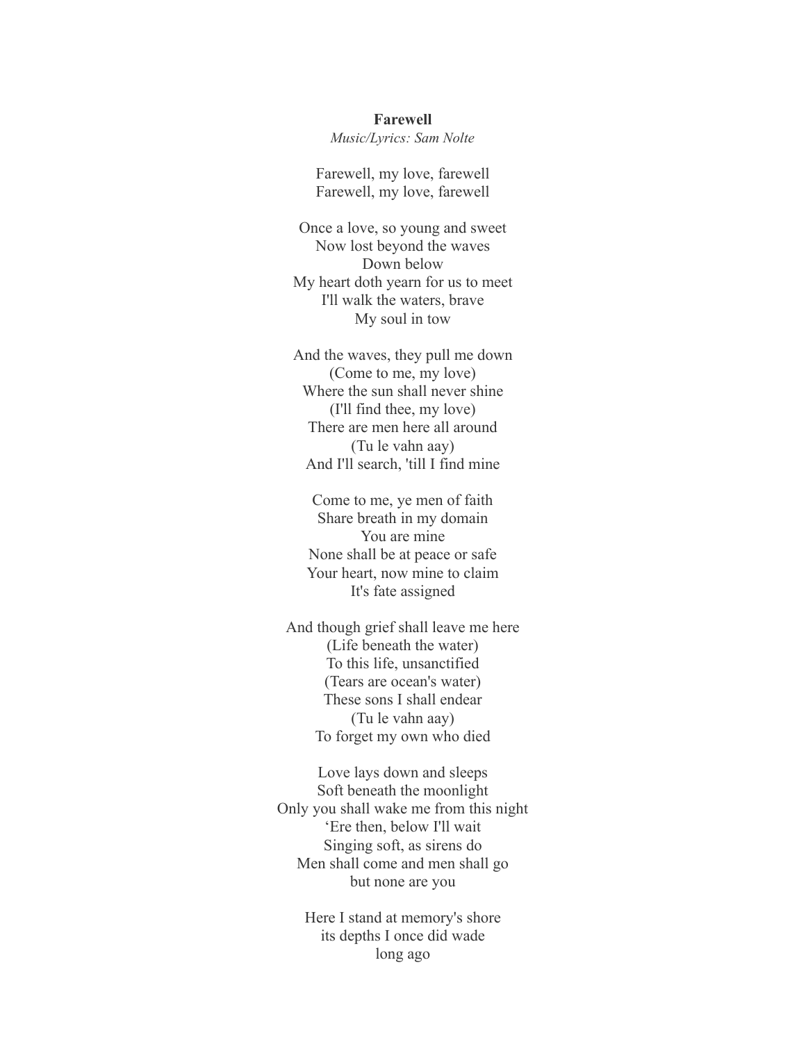**Farewell**

*Music/Lyrics: Sam Nolte*

Farewell, my love, farewell
Farewell, my love, farewell

Once a love, so young and sweet
Now lost beyond the waves
Down below
My heart doth yearn for us to meet
I'll walk the waters, brave
My soul in tow

And the waves, they pull me down
(Come to me, my love)
Where the sun shall never shine
(I'll find thee, my love)
There are men here all around
(Tu le vahn aay)
And I'll search, 'till I find mine

Come to me, ye men of faith
Share breath in my domain
You are mine
None shall be at peace or safe
Your heart, now mine to claim
It's fate assigned

And though grief shall leave me here
(Life beneath the water)
To this life, unsanctified
(Tears are ocean's water)
These sons I shall endear
(Tu le vahn aay)
To forget my own who died

Love lays down and sleeps
Soft beneath the moonlight
Only you shall wake me from this night
'Ere then, below I'll wait
Singing soft, as sirens do
Men shall come and men shall go
but none are you

Here I stand at memory's shore
its depths I once did wade
long ago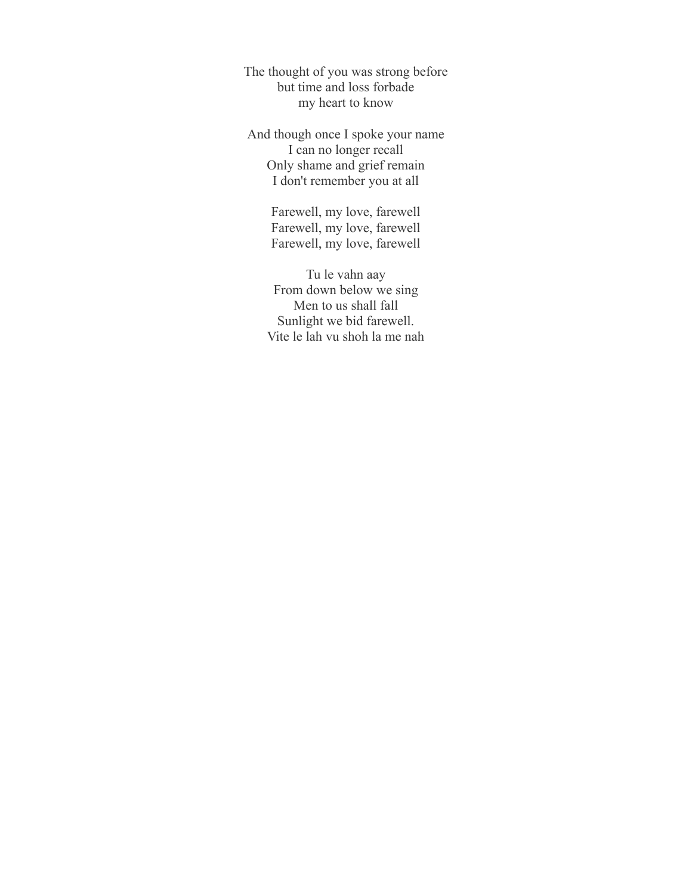The thought of you was strong before
but time and loss forbade
my heart to know

And though once I spoke your name
I can no longer recall
Only shame and grief remain
I don't remember you at all

Farewell, my love, farewell
Farewell, my love, farewell
Farewell, my love, farewell

Tu le vahn aay
From down below we sing
Men to us shall fall
Sunlight we bid farewell.
Vite le lah vu shoh la me nah